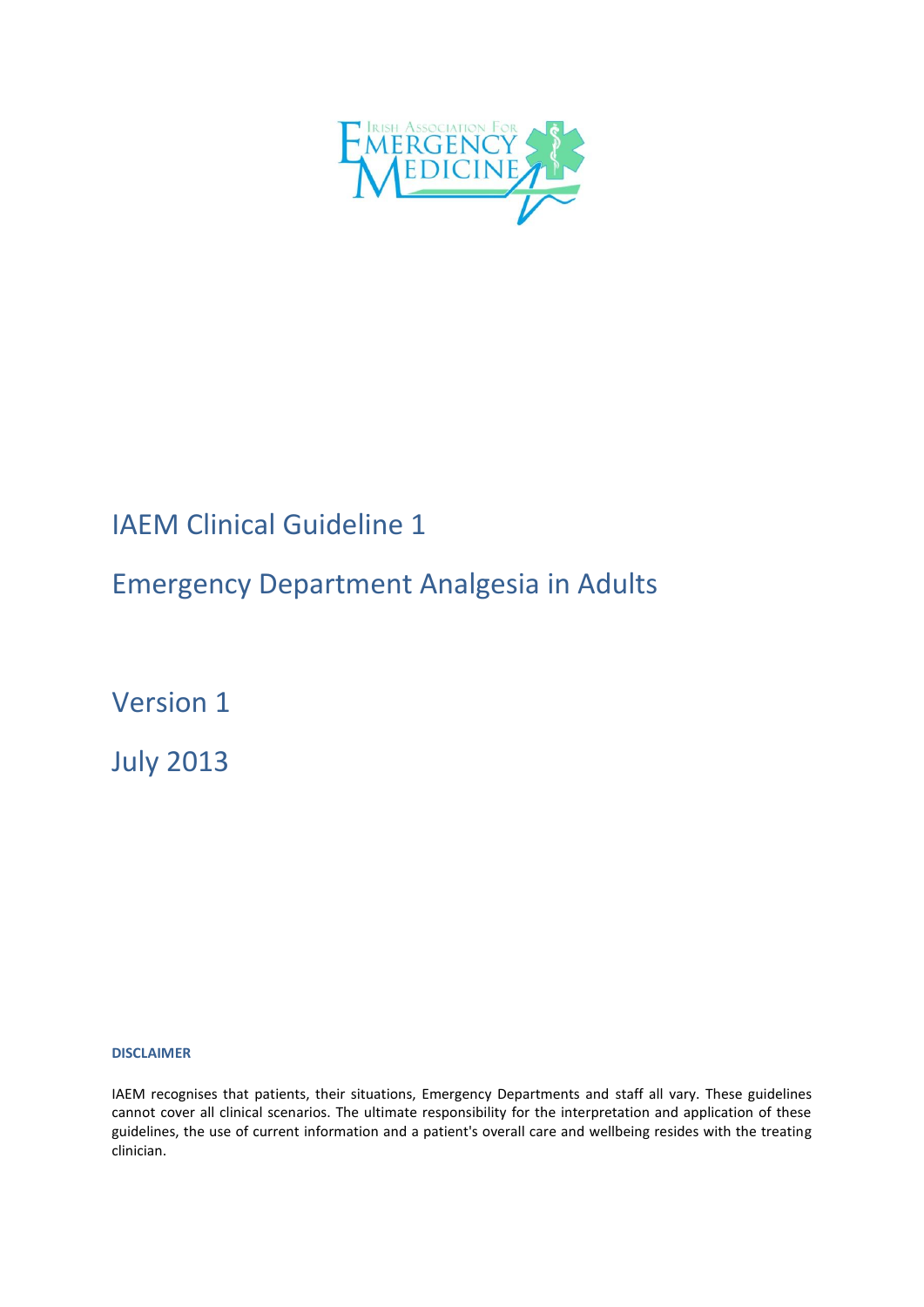IRISH ASSOCIATION FOR EMERGENCY MEDICINE

# IAEM Clinical Guideline 1

# Emergency Department Analgesia in Adults

## Version 1

## July 2013

**DISCLAIMER**

IAEM recognises that patients, their situations, Emergency Departments and staff all vary. These guidelines cannot cover all clinical scenarios. The ultimate responsibility for the interpretation and application of these guidelines, the use of current information and a patient's overall care and wellbeing resides with the treating clinician.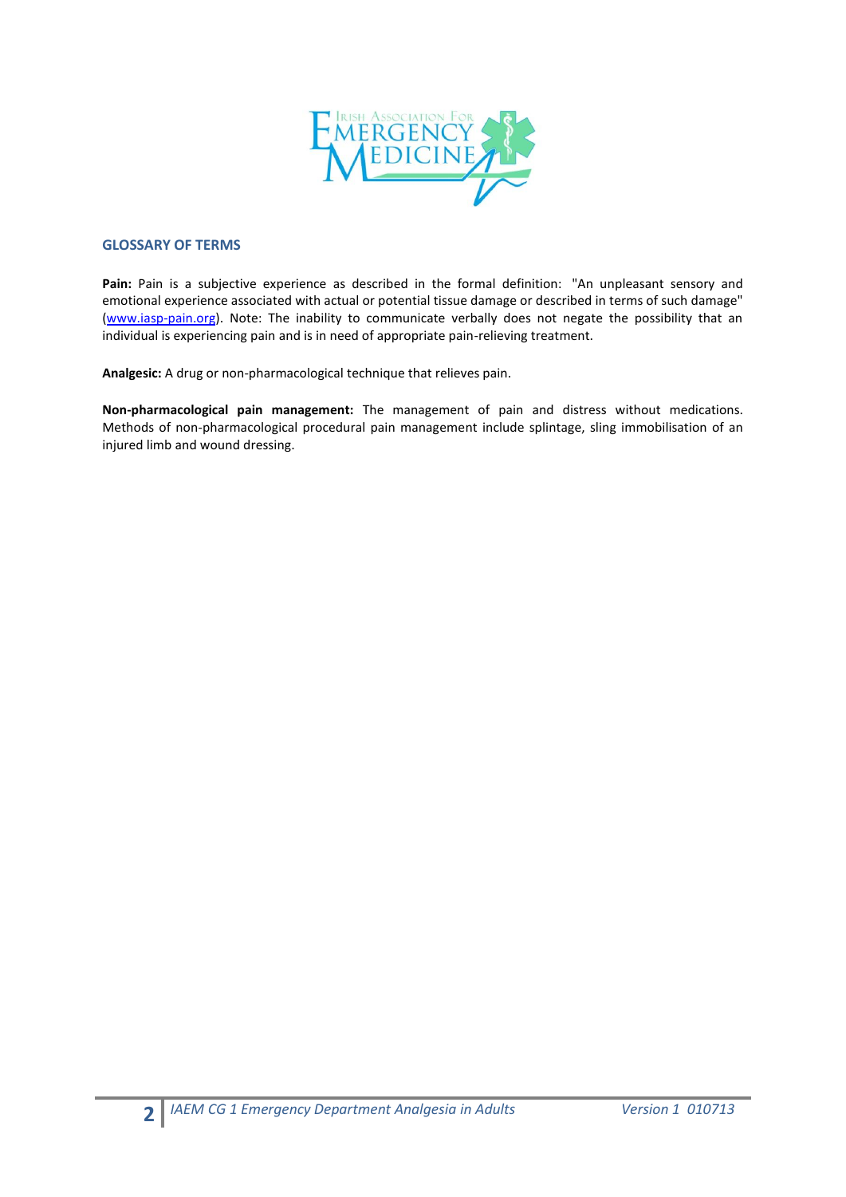## GLOSSARY OF TERMS

**Pain:** Pain is a subjective experience as described in the formal definition: "An unpleasant sensory and emotional experience associated with actual or potential tissue damage or described in terms of such damage" (www.iasp-pain.org). Note: The inability to communicate verbally does not negate the possibility that an individual is experiencing pain and is in need of appropriate pain-relieving treatment.

**Analgesic:** A drug or non-pharmacological technique that relieves pain.

**Non-pharmacological pain management:** The management of pain and distress without medications. Methods of non-pharmacological procedural pain management include splintage, sling immobilisation of an injured limb and wound dressing.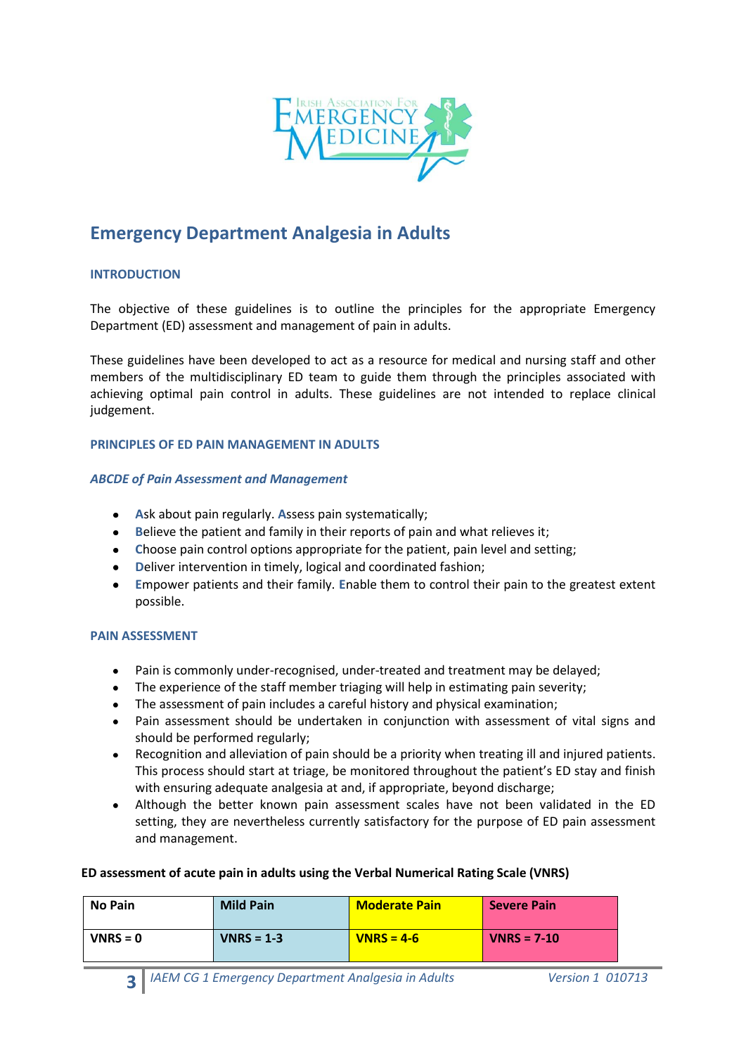# Emergency Department Analgesia in Adults

## INTRODUCTION

The objective of these guidelines is to outline the principles for the appropriate Emergency Department (ED) assessment and management of pain in adults.

These guidelines have been developed to act as a resource for medical and nursing staff and other members of the multidisciplinary ED team to guide them through the principles associated with achieving optimal pain control in adults. These guidelines are not intended to replace clinical judgement.

## PRINCIPLES OF ED PAIN MANAGEMENT IN ADULTS

### *ABCDE of Pain Assessment and Management*

- **A**sk about pain regularly. **A**ssess pain systematically;
- **B**elieve the patient and family in their reports of pain and what relieves it;
- **C**hoose pain control options appropriate for the patient, pain level and setting;
- **D**eliver intervention in timely, logical and coordinated fashion;
- **E**mpower patients and their family. **E**nable them to control their pain to the greatest extent possible.

## PAIN ASSESSMENT

- Pain is commonly under-recognised, under-treated and treatment may be delayed;
- The experience of the staff member triaging will help in estimating pain severity;
- The assessment of pain includes a careful history and physical examination;
- Pain assessment should be undertaken in conjunction with assessment of vital signs and should be performed regularly;
- Recognition and alleviation of pain should be a priority when treating ill and injured patients. This process should start at triage, be monitored throughout the patient's ED stay and finish with ensuring adequate analgesia at and, if appropriate, beyond discharge;
- Although the better known pain assessment scales have not been validated in the ED setting, they are nevertheless currently satisfactory for the purpose of ED pain assessment and management.

**ED assessment of acute pain in adults using the Verbal Numerical Rating Scale (VNRS)**

| **No Pain** | **Mild Pain** | **Moderate Pain** | **Severe Pain** |
|---|---|---|---|
| **VNRS = 0** | **VNRS = 1-3** | **VNRS = 4-6** | **VNRS = 7-10** |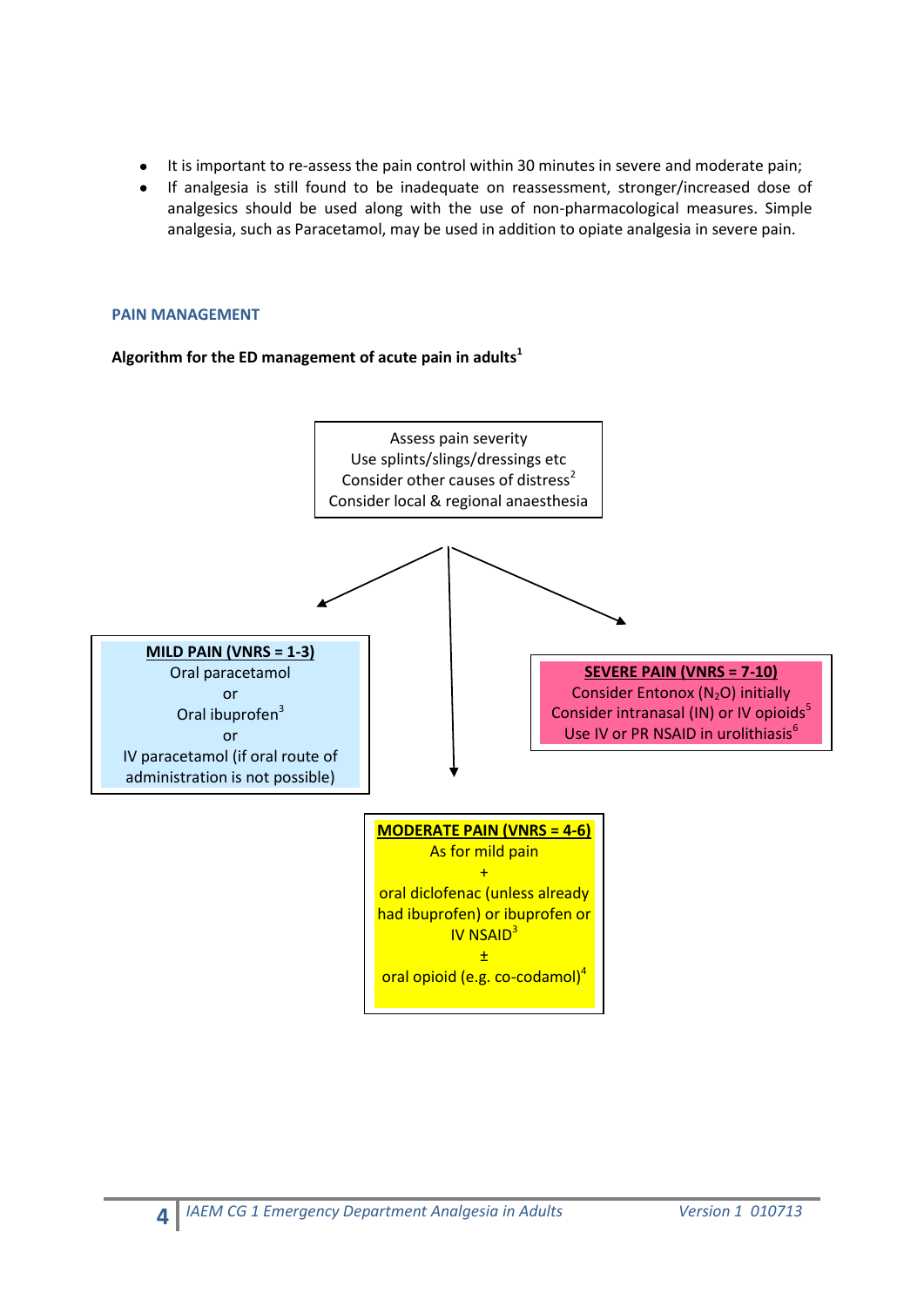- It is important to re-assess the pain control within 30 minutes in severe and moderate pain;
- If analgesia is still found to be inadequate on reassessment, stronger/increased dose of analgesics should be used along with the use of non-pharmacological measures. Simple analgesia, such as Paracetamol, may be used in addition to opiate analgesia in severe pain.

## PAIN MANAGEMENT

**Algorithm for the ED management of acute pain in adults[1]**

Assess pain severity
Use splints/slings/dressings etc
Consider other causes of distress[2]
Consider local & regional anaesthesia

**MILD PAIN (VNRS = 1-3)**
Oral paracetamol
or
Oral ibuprofen[3]
or
IV paracetamol (if oral route of administration is not possible)

**MODERATE PAIN (VNRS = 4-6)**
As for mild pain
+
oral diclofenac (unless already had ibuprofen) or ibuprofen or IV NSAID[3]
±
oral opioid (e.g. co-codamol)[4]

**SEVERE PAIN (VNRS = 7-10)**
Consider Entonox ($N_2O$) initially
Consider intranasal (IN) or IV opioids[5]
Use IV or PR NSAID in urolithiasis[6]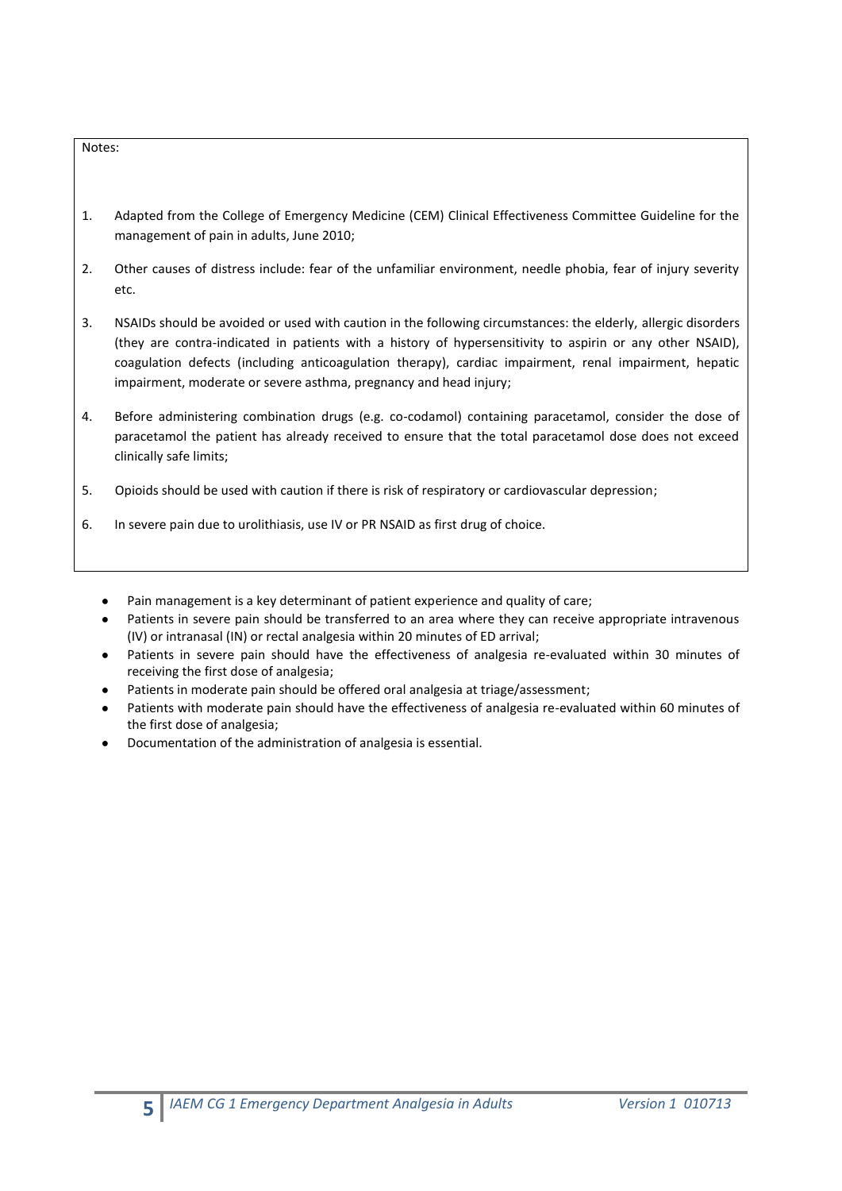Notes:

1. Adapted from the College of Emergency Medicine (CEM) Clinical Effectiveness Committee Guideline for the management of pain in adults, June 2010;
2. Other causes of distress include: fear of the unfamiliar environment, needle phobia, fear of injury severity etc.
3. NSAIDs should be avoided or used with caution in the following circumstances: the elderly, allergic disorders (they are contra-indicated in patients with a history of hypersensitivity to aspirin or any other NSAID), coagulation defects (including anticoagulation therapy), cardiac impairment, renal impairment, hepatic impairment, moderate or severe asthma, pregnancy and head injury;
4. Before administering combination drugs (e.g. co-codamol) containing paracetamol, consider the dose of paracetamol the patient has already received to ensure that the total paracetamol dose does not exceed clinically safe limits;
5. Opioids should be used with caution if there is risk of respiratory or cardiovascular depression;
6. In severe pain due to urolithiasis, use IV or PR NSAID as first drug of choice.

- Pain management is a key determinant of patient experience and quality of care;
- Patients in severe pain should be transferred to an area where they can receive appropriate intravenous (IV) or intranasal (IN) or rectal analgesia within 20 minutes of ED arrival;
- Patients in severe pain should have the effectiveness of analgesia re-evaluated within 30 minutes of receiving the first dose of analgesia;
- Patients in moderate pain should be offered oral analgesia at triage/assessment;
- Patients with moderate pain should have the effectiveness of analgesia re-evaluated within 60 minutes of the first dose of analgesia;
- Documentation of the administration of analgesia is essential.